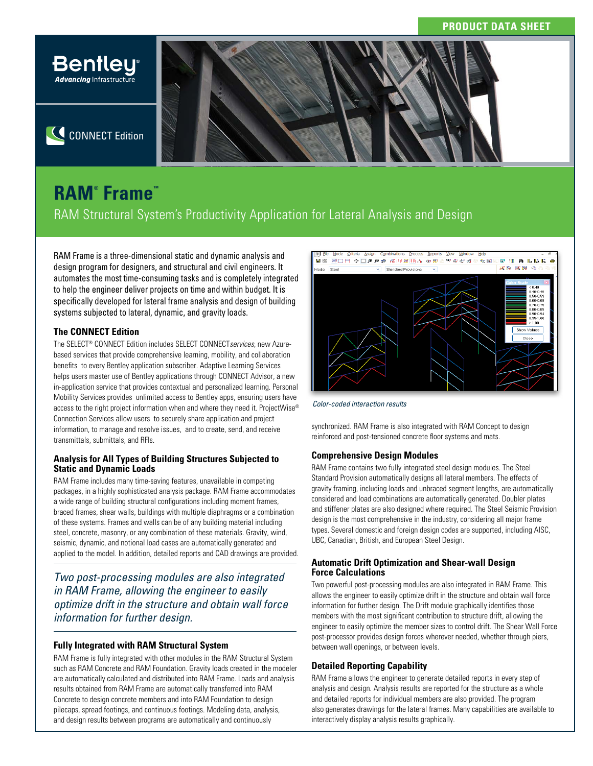PRODUCT DATA SHEET

Bentley®
*Advancing* Infrastructure

CONNECT Edition

# RAM® Frame™

RAM Structural System's Productivity Application for Lateral Analysis and Design

RAM Frame is a three-dimensional static and dynamic analysis and design program for designers, and structural and civil engineers. It automates the most time-consuming tasks and is completely integrated to help the engineer deliver projects on time and within budget. It is specifically developed for lateral frame analysis and design of building systems subjected to lateral, dynamic, and gravity loads.

## The CONNECT Edition

The SELECT® CONNECT Edition includes SELECT CONNECT*services*, new Azure-based services that provide comprehensive learning, mobility, and collaboration benefits to every Bentley application subscriber. Adaptive Learning Services helps users master use of Bentley applications through CONNECT Advisor, a new in-application service that provides contextual and personalized learning. Personal Mobility Services provides unlimited access to Bentley apps, ensuring users have access to the right project information when and where they need it. ProjectWise® Connection Services allow users to securely share application and project information, to manage and resolve issues, and to create, send, and receive transmittals, submittals, and RFIs.

## Analysis for All Types of Building Structures Subjected to Static and Dynamic Loads

RAM Frame includes many time-saving features, unavailable in competing packages, in a highly sophisticated analysis package. RAM Frame accommodates a wide range of building structural configurations including moment frames, braced frames, shear walls, buildings with multiple diaphragms or a combination of these systems. Frames and walls can be of any building material including steel, concrete, masonry, or any combination of these materials. Gravity, wind, seismic, dynamic, and notional load cases are automatically generated and applied to the model. In addition, detailed reports and CAD drawings are provided.

*Two post-processing modules are also integrated in RAM Frame, allowing the engineer to easily optimize drift in the structure and obtain wall force information for further design.*

## Fully Integrated with RAM Structural System

RAM Frame is fully integrated with other modules in the RAM Structural System such as RAM Concrete and RAM Foundation. Gravity loads created in the modeler are automatically calculated and distributed into RAM Frame. Loads and analysis results obtained from RAM Frame are automatically transferred into RAM Concrete to design concrete members and into RAM Foundation to design pilecaps, spread footings, and continuous footings. Modeling data, analysis, and design results between programs are automatically and continuously synchronized. RAM Frame is also integrated with RAM Concept to design reinforced and post-tensioned concrete floor systems and mats.

*Color-coded interaction results*

## Comprehensive Design Modules

RAM Frame contains two fully integrated steel design modules. The Steel Standard Provision automatically designs all lateral members. The effects of gravity framing, including loads and unbraced segment lengths, are automatically considered and load combinations are automatically generated. Doubler plates and stiffener plates are also designed where required. The Steel Seismic Provision design is the most comprehensive in the industry, considering all major frame types. Several domestic and foreign design codes are supported, including AISC, UBC, Canadian, British, and European Steel Design.

## Automatic Drift Optimization and Shear-wall Design Force Calculations

Two powerful post-processing modules are also integrated in RAM Frame. This allows the engineer to easily optimize drift in the structure and obtain wall force information for further design. The Drift module graphically identifies those members with the most significant contribution to structure drift, allowing the engineer to easily optimize the member sizes to control drift. The Shear Wall Force post-processor provides design forces wherever needed, whether through piers, between wall openings, or between levels.

## Detailed Reporting Capability

RAM Frame allows the engineer to generate detailed reports in every step of analysis and design. Analysis results are reported for the structure as a whole and detailed reports for individual members are also provided. The program also generates drawings for the lateral frames. Many capabilities are available to interactively display analysis results graphically.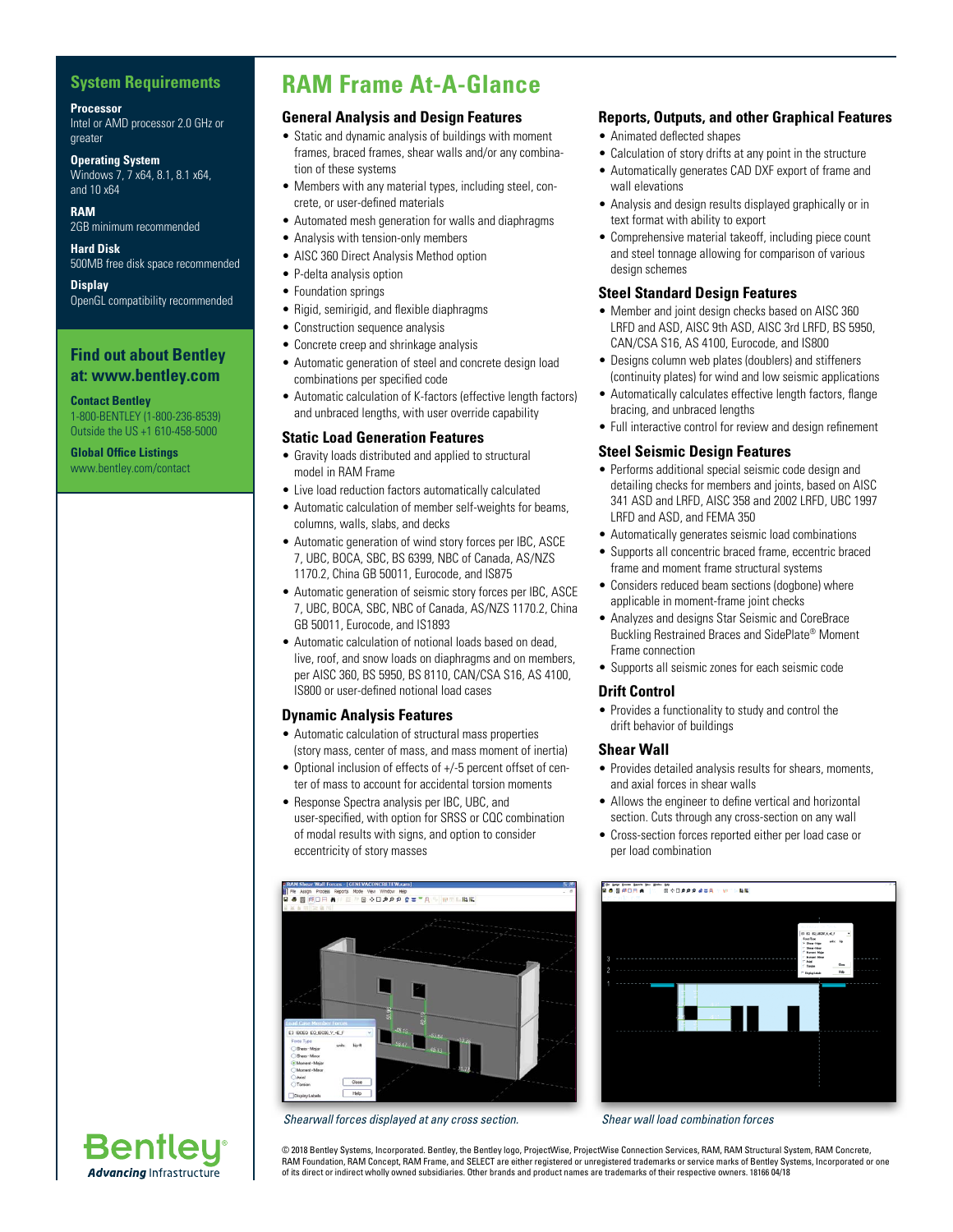## System Requirements

**Processor**
Intel or AMD processor 2.0 GHz or greater

**Operating System**
Windows 7, 7 x64, 8.1, 8.1 x64, and 10 x64

**RAM**
2GB minimum recommended

**Hard Disk**
500MB free disk space recommended

**Display**
OpenGL compatibility recommended

## Find out about Bentley at: www.bentley.com

**Contact Bentley**
1-800-BENTLEY (1-800-236-8539)
Outside the US +1 610-458-5000

**Global Office Listings**
www.bentley.com/contact

# RAM Frame At-A-Glance

### General Analysis and Design Features

- Static and dynamic analysis of buildings with moment frames, braced frames, shear walls and/or any combination of these systems
- Members with any material types, including steel, concrete, or user-defined materials
- Automated mesh generation for walls and diaphragms
- Analysis with tension-only members
- AISC 360 Direct Analysis Method option
- P-delta analysis option
- Foundation springs
- Rigid, semirigid, and flexible diaphragms
- Construction sequence analysis
- Concrete creep and shrinkage analysis
- Automatic generation of steel and concrete design load combinations per specified code
- Automatic calculation of K-factors (effective length factors) and unbraced lengths, with user override capability

### Static Load Generation Features

- Gravity loads distributed and applied to structural model in RAM Frame
- Live load reduction factors automatically calculated
- Automatic calculation of member self-weights for beams, columns, walls, slabs, and decks
- Automatic generation of wind story forces per IBC, ASCE 7, UBC, BOCA, SBC, BS 6399, NBC of Canada, AS/NZS 1170.2, China GB 50011, Eurocode, and IS875
- Automatic generation of seismic story forces per IBC, ASCE 7, UBC, BOCA, SBC, NBC of Canada, AS/NZS 1170.2, China GB 50011, Eurocode, and IS1893
- Automatic calculation of notional loads based on dead, live, roof, and snow loads on diaphragms and on members, per AISC 360, BS 5950, BS 8110, CAN/CSA S16, AS 4100, IS800 or user-defined notional load cases

### Dynamic Analysis Features

- Automatic calculation of structural mass properties (story mass, center of mass, and mass moment of inertia)
- Optional inclusion of effects of +/-5 percent offset of center of mass to account for accidental torsion moments
- Response Spectra analysis per IBC, UBC, and user-specified, with option for SRSS or CQC combination of modal results with signs, and option to consider eccentricity of story masses

### Reports, Outputs, and other Graphical Features

- Animated deflected shapes
- Calculation of story drifts at any point in the structure
- Automatically generates CAD DXF export of frame and wall elevations
- Analysis and design results displayed graphically or in text format with ability to export
- Comprehensive material takeoff, including piece count and steel tonnage allowing for comparison of various design schemes

### Steel Standard Design Features

- Member and joint design checks based on AISC 360 LRFD and ASD, AISC 9th ASD, AISC 3rd LRFD, BS 5950, CAN/CSA S16, AS 4100, Eurocode, and IS800
- Designs column web plates (doublers) and stiffeners (continuity plates) for wind and low seismic applications
- Automatically calculates effective length factors, flange bracing, and unbraced lengths
- Full interactive control for review and design refinement

### Steel Seismic Design Features

- Performs additional special seismic code design and detailing checks for members and joints, based on AISC 341 ASD and LRFD, AISC 358 and 2002 LRFD, UBC 1997 LRFD and ASD, and FEMA 350
- Automatically generates seismic load combinations
- Supports all concentric braced frame, eccentric braced frame and moment frame structural systems
- Considers reduced beam sections (dogbone) where applicable in moment-frame joint checks
- Analyzes and designs Star Seismic and CoreBrace Buckling Restrained Braces and SidePlate® Moment Frame connection
- Supports all seismic zones for each seismic code

### Drift Control

- Provides a functionality to study and control the drift behavior of buildings

### Shear Wall

- Provides detailed analysis results for shears, moments, and axial forces in shear walls
- Allows the engineer to define vertical and horizontal section. Cuts through any cross-section on any wall
- Cross-section forces reported either per load case or per load combination

*Shearwall forces displayed at any cross section.*

*Shear wall load combination forces*

© 2018 Bentley Systems, Incorporated. Bentley, the Bentley logo, ProjectWise, ProjectWise Connection Services, RAM, RAM Structural System, RAM Concrete, RAM Foundation, RAM Concept, RAM Frame, and SELECT are either registered or unregistered trademarks or service marks of Bentley Systems, Incorporated or one of its direct or indirect wholly owned subsidiaries. Other brands and product names are trademarks of their respective owners. 18166 04/18